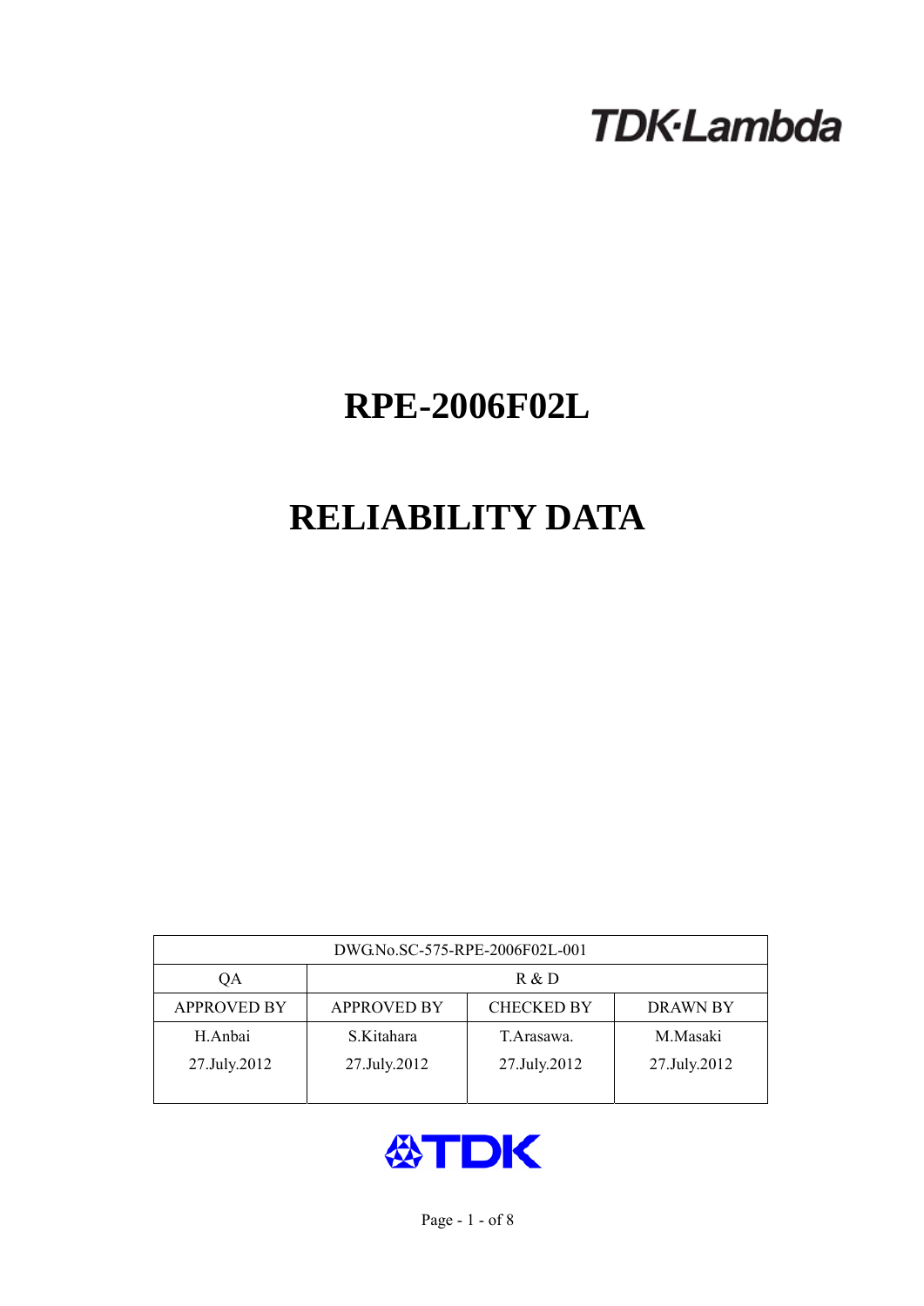TDK·Lambda

# RPE-2006F02L

# RELIABILITY DATA

| DWG.No.SC-575-RPE-2006F02L-001 | | | |
|---|---|---|---|
| QA | R & D | | |
| APPROVED BY | APPROVED BY | CHECKED BY | DRAWN BY |
| H.Anbai<br>27.July.2012 | S.Kitahara<br>27.July.2012 | T.Arasawa.<br>27.July.2012 | M.Masaki<br>27.July.2012 |

TDK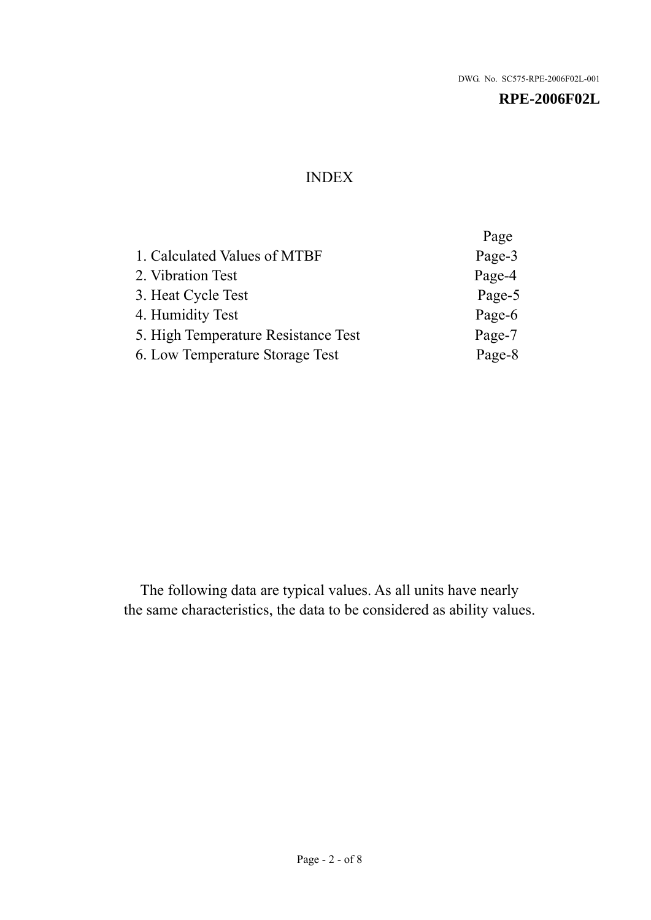DWG. No. SC575-RPE-2006F02L-001

**RPE-2006F02L**

# INDEX

| | Page |
|---|---|
| 1. Calculated Values of MTBF | Page-3 |
| 2. Vibration Test | Page-4 |
| 3. Heat Cycle Test | Page-5 |
| 4. Humidity Test | Page-6 |
| 5. High Temperature Resistance Test | Page-7 |
| 6. Low Temperature Storage Test | Page-8 |

The following data are typical values. As all units have nearly the same characteristics, the data to be considered as ability values.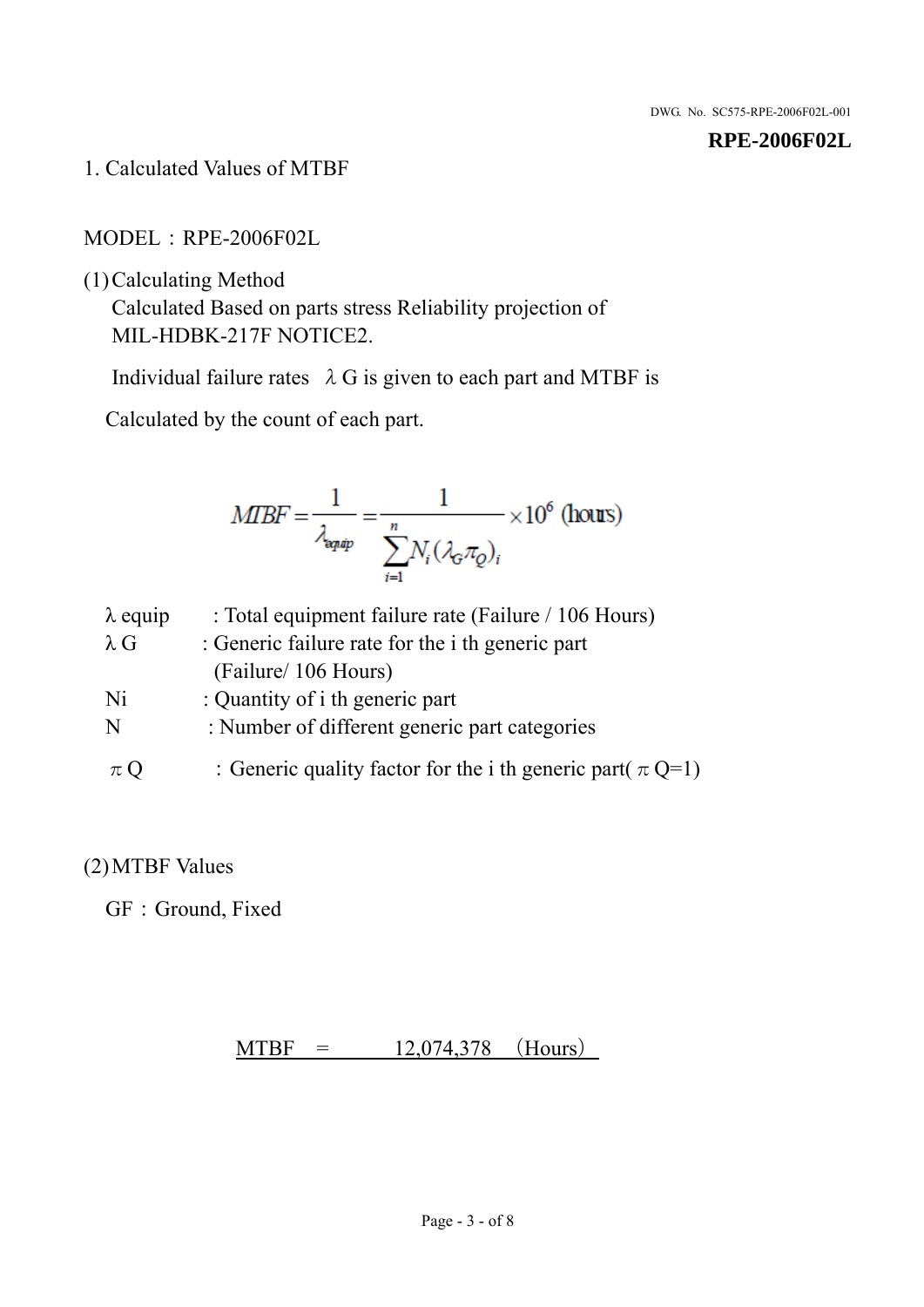DWG. No. SC575-RPE-2006F02L-001

**RPE-2006F02L**

1. Calculated Values of MTBF

MODEL：RPE-2006F02L

(1) Calculating Method

Calculated Based on parts stress Reliability projection of MIL-HDBK-217F NOTICE2.

Individual failure rates λG is given to each part and MTBF is

Calculated by the count of each part.

$$MTBF = \frac{1}{\lambda_{equip}} = \frac{1}{\sum_{i=1}^{n} N_i (\lambda_G \pi_Q)_i} \times 10^6 \text{ (hours)}$$

λ equip : Total equipment failure rate (Failure / 106 Hours)

λ G : Generic failure rate for the i th generic part (Failure/ 106 Hours)

Ni : Quantity of i th generic part

N : Number of different generic part categories

π Q ：Generic quality factor for the i th generic part( π Q=1)

(2) MTBF Values

GF：Ground, Fixed

MTBF = 12,074,378 （Hours）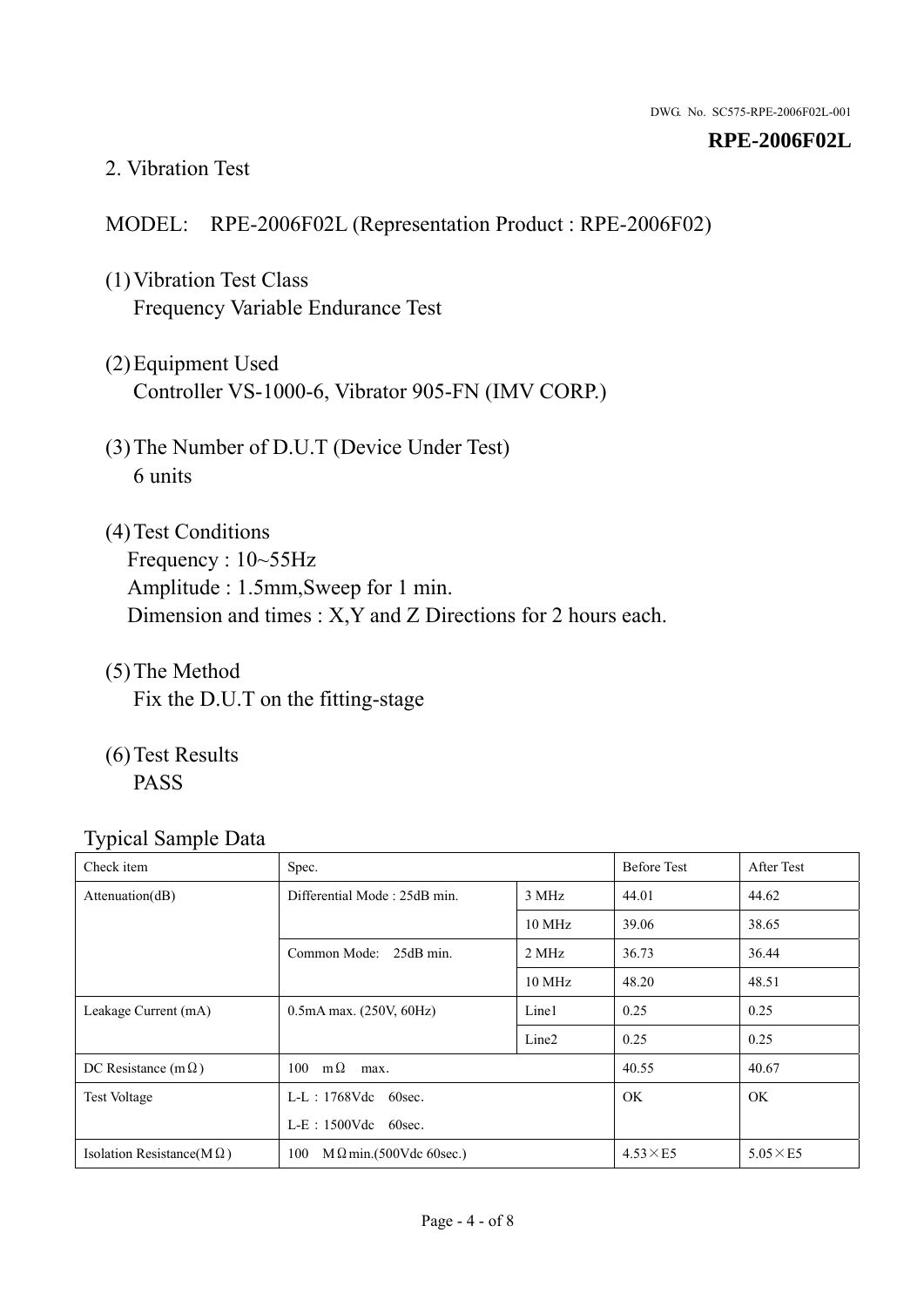## 2. Vibration Test

MODEL: RPE-2006F02L (Representation Product : RPE-2006F02)

(1) Vibration Test Class
Frequency Variable Endurance Test

(2) Equipment Used
Controller VS-1000-6, Vibrator 905-FN (IMV CORP.)

(3) The Number of D.U.T (Device Under Test)
6 units

(4) Test Conditions
Frequency : 10~55Hz
Amplitude : 1.5mm,Sweep for 1 min.
Dimension and times : X,Y and Z Directions for 2 hours each.

(5) The Method
Fix the D.U.T on the fitting-stage

(6) Test Results
PASS

Typical Sample Data

| Check item | Spec. | | Before Test | After Test |
|---|---|---|---|---|
| Attenuation(dB) | Differential Mode : 25dB min. | 3 MHz | 44.01 | 44.62 |
| | | 10 MHz | 39.06 | 38.65 |
| | Common Mode: 25dB min. | 2 MHz | 36.73 | 36.44 |
| | | 10 MHz | 48.20 | 48.51 |
| Leakage Current (mA) | 0.5mA max. (250V, 60Hz) | Line1 | 0.25 | 0.25 |
| | | Line2 | 0.25 | 0.25 |
| DC Resistance (mΩ) | 100 mΩ max. | | 40.55 | 40.67 |
| Test Voltage | L-L：1768Vdc 60sec.<br>L-E：1500Vdc 60sec. | | OK | OK |
| Isolation Resistance(MΩ) | 100 MΩmin.(500Vdc 60sec.) | | 4.53×E5 | 5.05×E5 |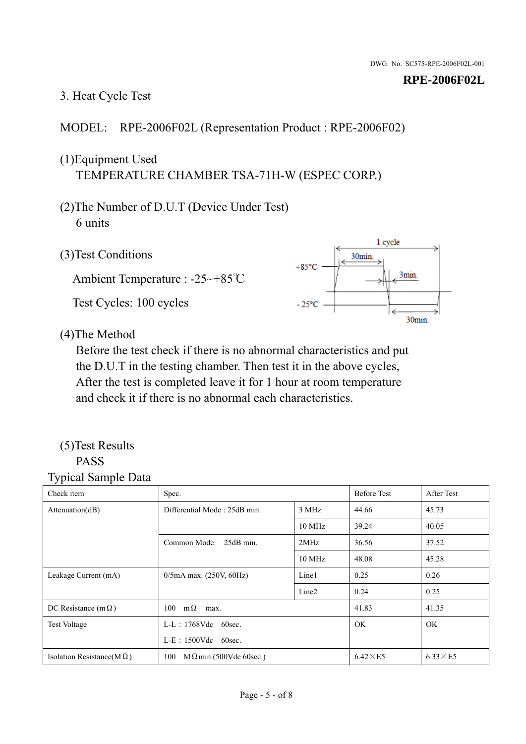DWG. No. SC575-RPE-2006F02L-001

**RPE-2006F02L**

3. Heat Cycle Test

MODEL: RPE-2006F02L (Representation Product : RPE-2006F02)

(1)Equipment Used
TEMPERATURE CHAMBER TSA-71H-W (ESPEC CORP.)

(2)The Number of D.U.T (Device Under Test)
6 units

(3)Test Conditions

Ambient Temperature : -25~+85℃

Test Cycles: 100 cycles

1 cycle
30min.
+85°C
3min.
- 25°C
30min.

(4)The Method
Before the test check if there is no abnormal characteristics and put the D.U.T in the testing chamber. Then test it in the above cycles, After the test is completed leave it for 1 hour at room temperature and check it if there is no abnormal each characteristics.

(5)Test Results
PASS

Typical Sample Data

| Check item | Spec. | | Before Test | After Test |
|---|---|---|---|---|
| Attenuation(dB) | Differential Mode : 25dB min. | 3 MHz | 44.66 | 45.73 |
| | | 10 MHz | 39.24 | 40.05 |
| | Common Mode: 25dB min. | 2MHz | 36.56 | 37.52 |
| | | 10 MHz | 48.08 | 45.28 |
| Leakage Current (mA) | 0/5mA max. (250V, 60Hz) | Line1 | 0.25 | 0.26 |
| | | Line2 | 0.24 | 0.25 |
| DC Resistance (mΩ) | 100 mΩ max. | | 41.83 | 41.35 |
| Test Voltage | L-L : 1768Vdc 60sec.<br>L-E : 1500Vdc 60sec. | | OK | OK |
| Isolation Resistance(MΩ) | 100 MΩmin.(500Vdc 60sec.) | | 6.42×E5 | 6.33×E5 |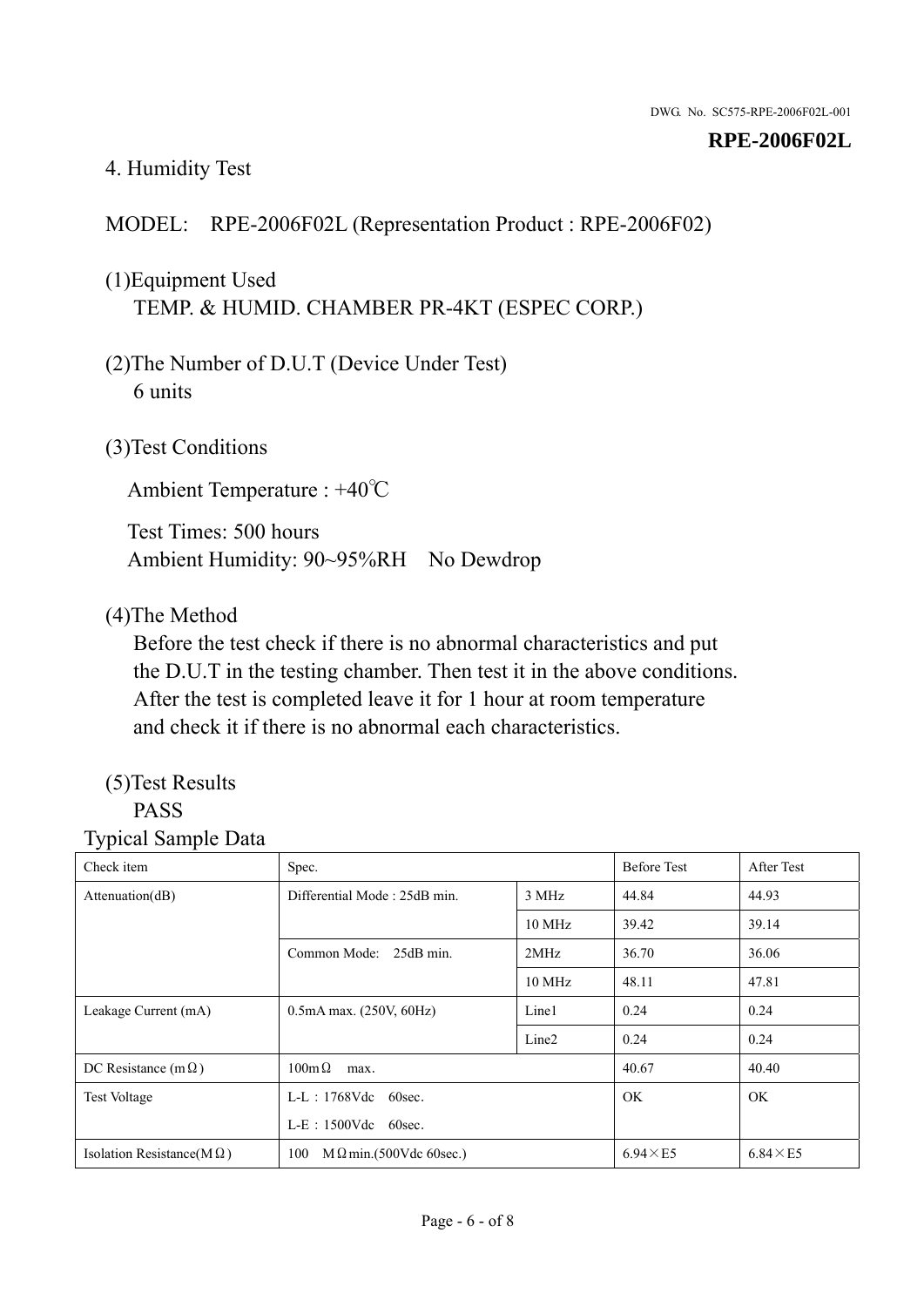DWG. No. SC575-RPE-2006F02L-001

**RPE-2006F02L**

4. Humidity Test

MODEL: RPE-2006F02L (Representation Product : RPE-2006F02)

(1)Equipment Used
TEMP. & HUMID. CHAMBER PR-4KT (ESPEC CORP.)

(2)The Number of D.U.T (Device Under Test)
6 units

(3)Test Conditions

Ambient Temperature : +40℃

Test Times: 500 hours
Ambient Humidity: 90~95%RH No Dewdrop

(4)The Method
Before the test check if there is no abnormal characteristics and put the D.U.T in the testing chamber. Then test it in the above conditions. After the test is completed leave it for 1 hour at room temperature and check it if there is no abnormal each characteristics.

(5)Test Results
PASS

Typical Sample Data

| Check item | Spec. | | Before Test | After Test |
|---|---|---|---|---|
| Attenuation(dB) | Differential Mode : 25dB min. | 3 MHz | 44.84 | 44.93 |
| | | 10 MHz | 39.42 | 39.14 |
| | Common Mode: 25dB min. | 2MHz | 36.70 | 36.06 |
| | | 10 MHz | 48.11 | 47.81 |
| Leakage Current (mA) | 0.5mA max. (250V, 60Hz) | Line1 | 0.24 | 0.24 |
| | | Line2 | 0.24 | 0.24 |
| DC Resistance (mΩ) | 100mΩ max. | | 40.67 | 40.40 |
| Test Voltage | L-L : 1768Vdc 60sec.<br>L-E : 1500Vdc 60sec. | | OK | OK |
| Isolation Resistance(MΩ) | 100 MΩmin.(500Vdc 60sec.) | | 6.94×E5 | 6.84×E5 |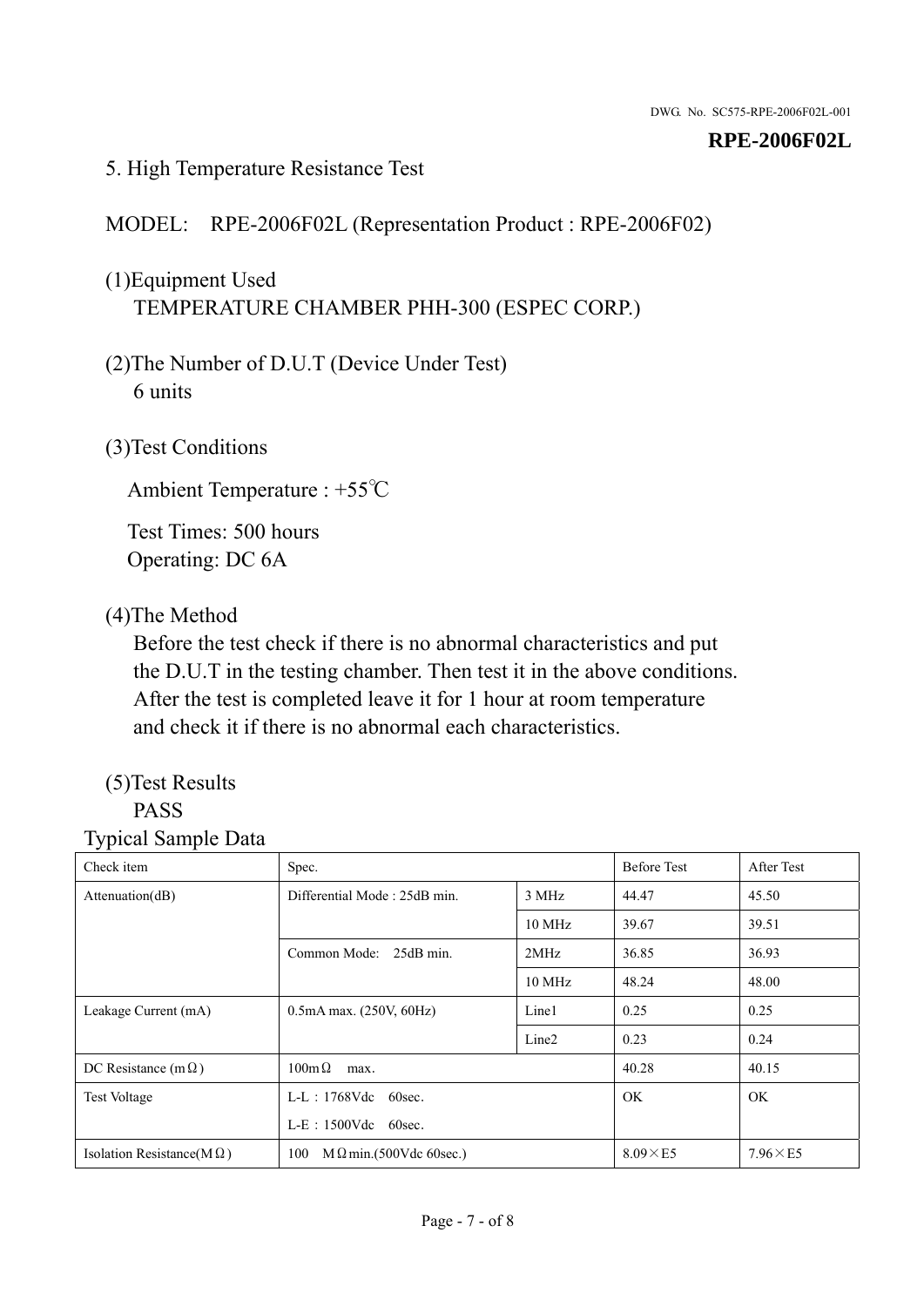## 5. High Temperature Resistance Test

MODEL: RPE-2006F02L (Representation Product : RPE-2006F02)

(1)Equipment Used
TEMPERATURE CHAMBER PHH-300 (ESPEC CORP.)

(2)The Number of D.U.T (Device Under Test)
6 units

(3)Test Conditions

Ambient Temperature : +55℃

Test Times: 500 hours
Operating: DC 6A

(4)The Method
Before the test check if there is no abnormal characteristics and put the D.U.T in the testing chamber. Then test it in the above conditions. After the test is completed leave it for 1 hour at room temperature and check it if there is no abnormal each characteristics.

(5)Test Results
PASS

Typical Sample Data

| Check item | Spec. | | Before Test | After Test |
|---|---|---|---|---|
| Attenuation(dB) | Differential Mode : 25dB min. | 3 MHz | 44.47 | 45.50 |
| | | 10 MHz | 39.67 | 39.51 |
| | Common Mode: 25dB min. | 2MHz | 36.85 | 36.93 |
| | | 10 MHz | 48.24 | 48.00 |
| Leakage Current (mA) | 0.5mA max. (250V, 60Hz) | Line1 | 0.25 | 0.25 |
| | | Line2 | 0.23 | 0.24 |
| DC Resistance (mΩ) | 100mΩ max. | | 40.28 | 40.15 |
| Test Voltage | L-L：1768Vdc 60sec. L-E：1500Vdc 60sec. | | OK | OK |
| Isolation Resistance(MΩ) | 100 MΩmin.(500Vdc 60sec.) | | 8.09×E5 | 7.96×E5 |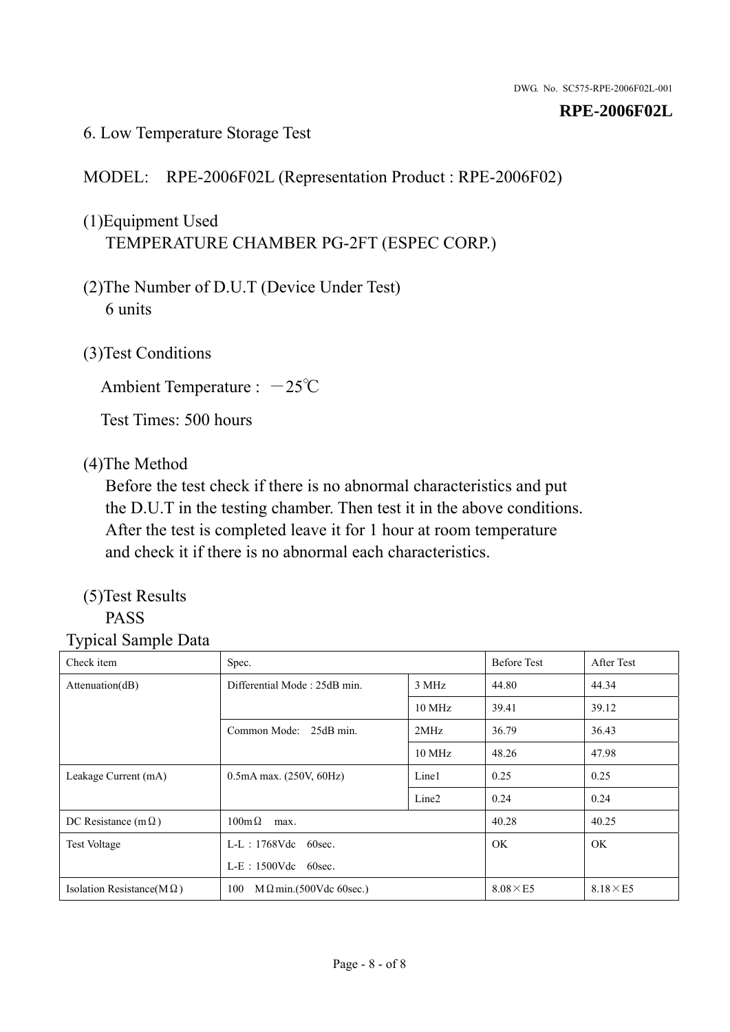DWG. No. SC575-RPE-2006F02L-001

**RPE-2006F02L**

6. Low Temperature Storage Test

MODEL: RPE-2006F02L (Representation Product : RPE-2006F02)

(1)Equipment Used
TEMPERATURE CHAMBER PG-2FT (ESPEC CORP.)

(2)The Number of D.U.T (Device Under Test)
6 units

(3)Test Conditions

Ambient Temperature : −25℃

Test Times: 500 hours

(4)The Method
Before the test check if there is no abnormal characteristics and put the D.U.T in the testing chamber. Then test it in the above conditions. After the test is completed leave it for 1 hour at room temperature and check it if there is no abnormal each characteristics.

(5)Test Results
PASS

Typical Sample Data

| Check item | Spec. | | Before Test | After Test |
|---|---|---|---|---|
| Attenuation(dB) | Differential Mode : 25dB min. | 3 MHz | 44.80 | 44.34 |
| | | 10 MHz | 39.41 | 39.12 |
| | Common Mode: 25dB min. | 2MHz | 36.79 | 36.43 |
| | | 10 MHz | 48.26 | 47.98 |
| Leakage Current (mA) | 0.5mA max. (250V, 60Hz) | Line1 | 0.25 | 0.25 |
| | | Line2 | 0.24 | 0.24 |
| DC Resistance (mΩ) | 100mΩ max. | | 40.28 | 40.25 |
| Test Voltage | L-L : 1768Vdc 60sec.<br>L-E : 1500Vdc 60sec. | | OK | OK |
| Isolation Resistance(MΩ) | 100 MΩmin.(500Vdc 60sec.) | | 8.08×E5 | 8.18×E5 |